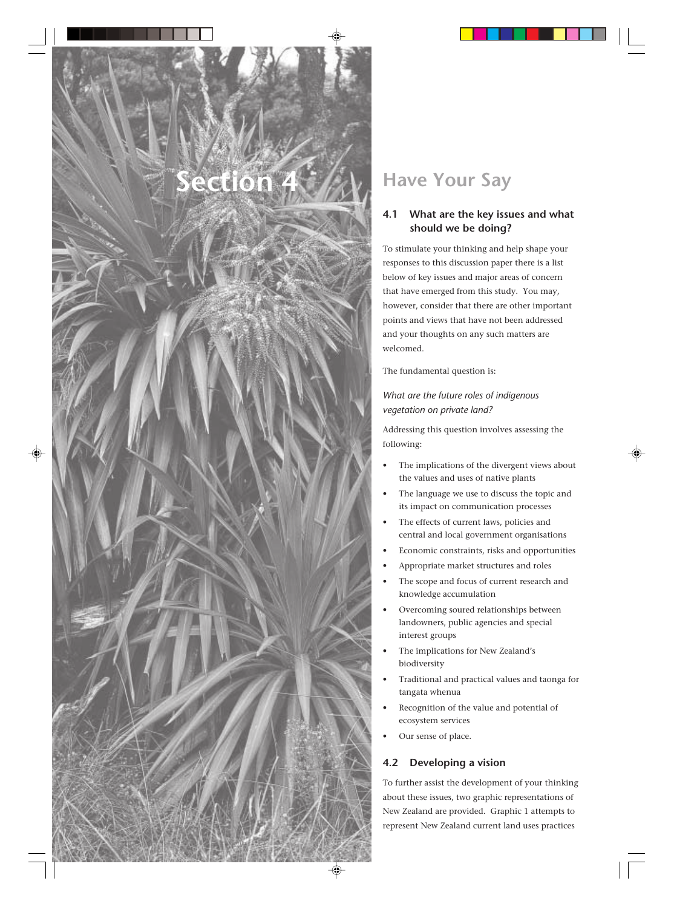# Section 4

## Have Your Say

### 4.1 What are the key issues and what should we be doing?

To stimulate your thinking and help shape your responses to this discussion paper there is a list below of key issues and major areas of concern that have emerged from this study. You may, however, consider that there are other important points and views that have not been addressed and your thoughts on any such matters are welcomed.

The fundamental question is:

*What are the future roles of indigenous vegetation on private land?*

Addressing this question involves assessing the following:

- The implications of the divergent views about the values and uses of native plants
- The language we use to discuss the topic and its impact on communication processes
- The effects of current laws, policies and central and local government organisations
- Economic constraints, risks and opportunities
- Appropriate market structures and roles
- The scope and focus of current research and knowledge accumulation
- Overcoming soured relationships between landowners, public agencies and special interest groups
- The implications for New Zealand's biodiversity
- Traditional and practical values and taonga for tangata whenua
- Recognition of the value and potential of ecosystem services
- Our sense of place.

### 4.2 Developing a vision

To further assist the development of your thinking about these issues, two graphic representations of New Zealand are provided. Graphic 1 attempts to represent New Zealand current land uses practices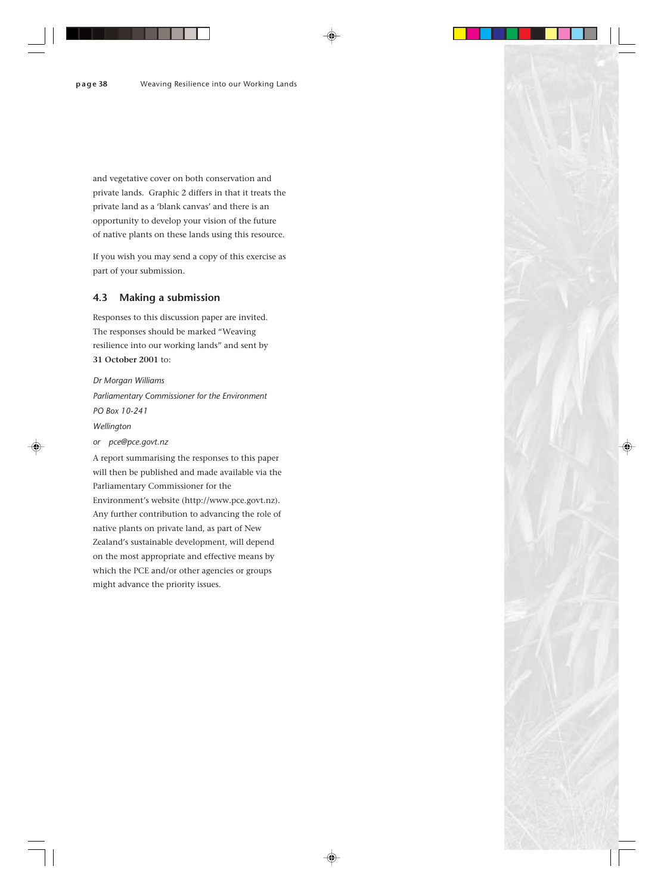and vegetative cover on both conservation and private lands. Graphic 2 differs in that it treats the private land as a 'blank canvas' and there is an opportunity to develop your vision of the future of native plants on these lands using this resource.

If you wish you may send a copy of this exercise as part of your submission.

## 4.3 Making a submission

Responses to this discussion paper are invited. The responses should be marked "Weaving resilience into our working lands" and sent by **31 October 2001** to:

*Dr Morgan Williams*
*Parliamentary Commissioner for the Environment*
*PO Box 10-241*
*Wellington*
*or pce@pce.govt.nz*

A report summarising the responses to this paper will then be published and made available via the Parliamentary Commissioner for the Environment's website (http://www.pce.govt.nz). Any further contribution to advancing the role of native plants on private land, as part of New Zealand's sustainable development, will depend on the most appropriate and effective means by which the PCE and/or other agencies or groups might advance the priority issues.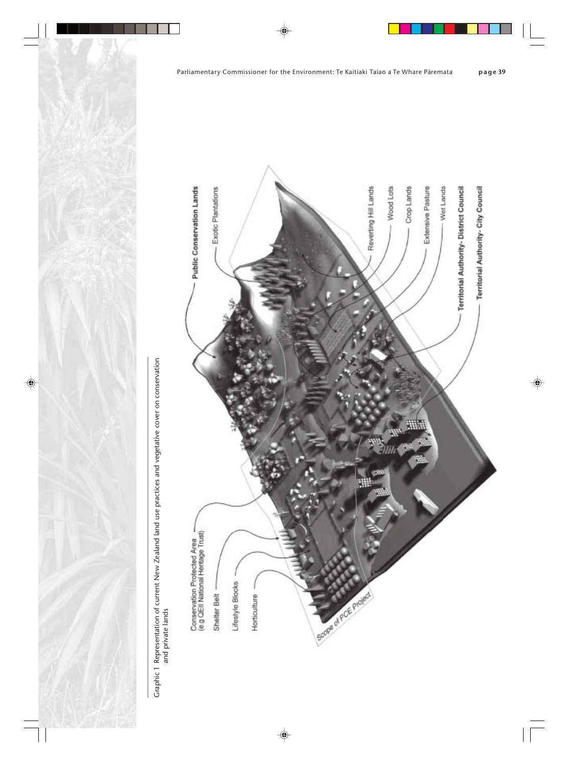Graphic 1 Representation of current New Zealand land use practices and vegetative cover on conservation and private lands

Public Conservation Lands

Exotic Plantations

Reverting Hill Lands

Wood Lots

Crop Lands

Extensive Pasture

Wet Lands

Territorial Authority- District Council

Territorial Authority- City Council

Conservation Protected Area (e.g QEII National Heritage Trust)

Shelter Belt

Lifestyle Blocks

Horticulture

Scope of PCE Project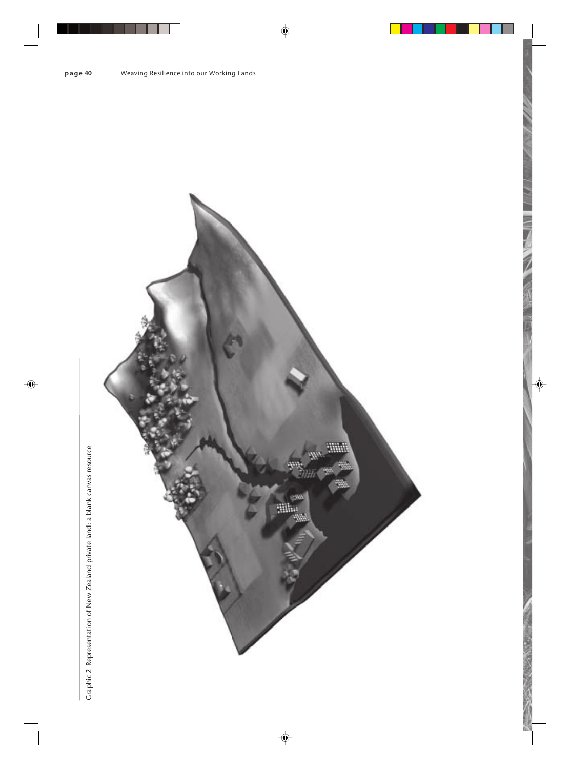Graphic 2 Representation of New Zealand private land: a blank canvas resource